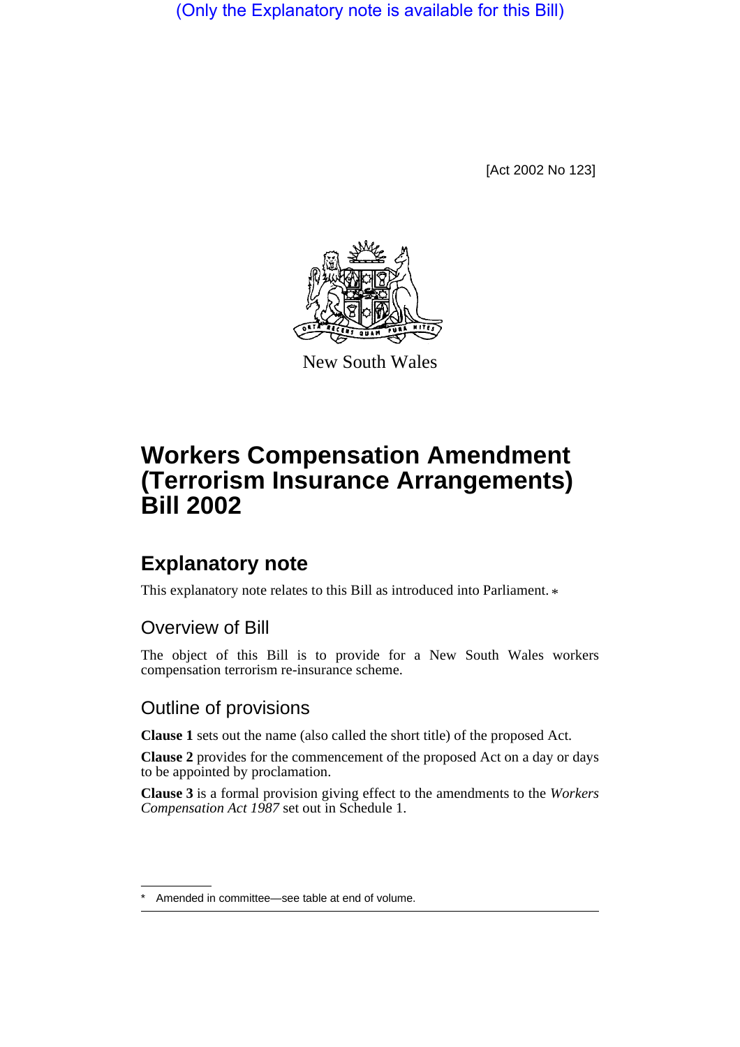(Only the Explanatory note is available for this Bill)

[Act 2002 No 123]

New South Wales

# Workers Compensation Amendment (Terrorism Insurance Arrangements) Bill 2002

## Explanatory note

This explanatory note relates to this Bill as introduced into Parliament. *

### Overview of Bill

The object of this Bill is to provide for a New South Wales workers compensation terrorism re-insurance scheme.

### Outline of provisions

**Clause 1** sets out the name (also called the short title) of the proposed Act.

**Clause 2** provides for the commencement of the proposed Act on a day or days to be appointed by proclamation.

**Clause 3** is a formal provision giving effect to the amendments to the *Workers Compensation Act 1987* set out in Schedule 1.

---

* Amended in committee—see table at end of volume.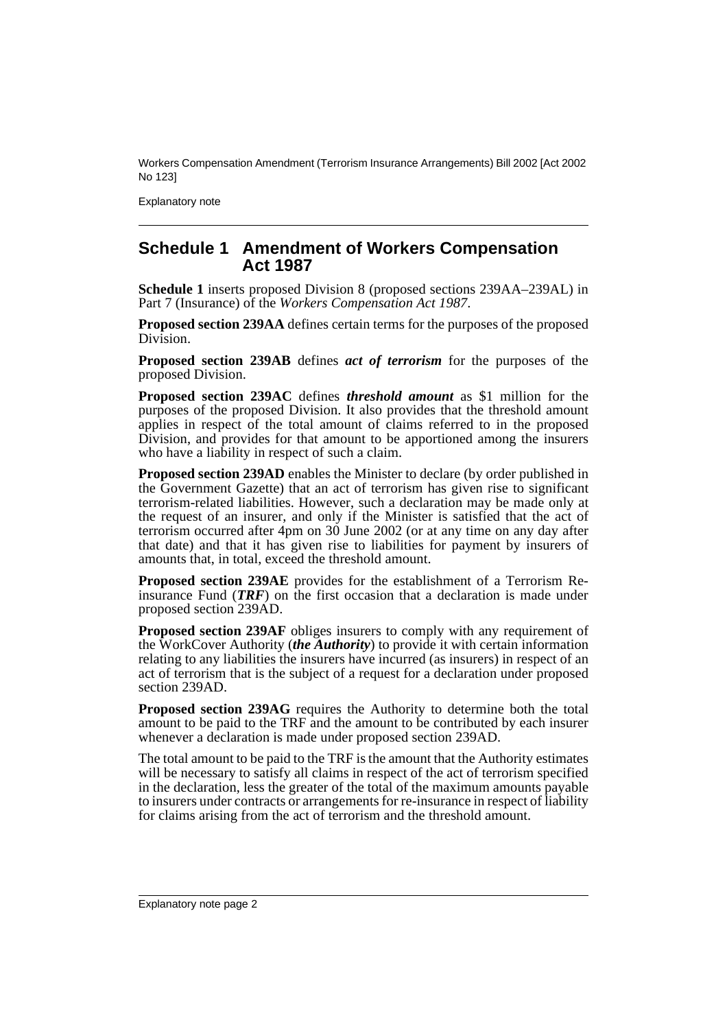## Schedule 1 Amendment of Workers Compensation Act 1987

**Schedule 1** inserts proposed Division 8 (proposed sections 239AA–239AL) in Part 7 (Insurance) of the *Workers Compensation Act 1987*.

**Proposed section 239AA** defines certain terms for the purposes of the proposed Division.

**Proposed section 239AB** defines ***act of terrorism*** for the purposes of the proposed Division.

**Proposed section 239AC** defines ***threshold amount*** as $1 million for the purposes of the proposed Division. It also provides that the threshold amount applies in respect of the total amount of claims referred to in the proposed Division, and provides for that amount to be apportioned among the insurers who have a liability in respect of such a claim.

**Proposed section 239AD** enables the Minister to declare (by order published in the Government Gazette) that an act of terrorism has given rise to significant terrorism-related liabilities. However, such a declaration may be made only at the request of an insurer, and only if the Minister is satisfied that the act of terrorism occurred after 4pm on 30 June 2002 (or at any time on any day after that date) and that it has given rise to liabilities for payment by insurers of amounts that, in total, exceed the threshold amount.

**Proposed section 239AE** provides for the establishment of a Terrorism Re-insurance Fund (***TRF***) on the first occasion that a declaration is made under proposed section 239AD.

**Proposed section 239AF** obliges insurers to comply with any requirement of the WorkCover Authority (***the Authority***) to provide it with certain information relating to any liabilities the insurers have incurred (as insurers) in respect of an act of terrorism that is the subject of a request for a declaration under proposed section 239AD.

**Proposed section 239AG** requires the Authority to determine both the total amount to be paid to the TRF and the amount to be contributed by each insurer whenever a declaration is made under proposed section 239AD.

The total amount to be paid to the TRF is the amount that the Authority estimates will be necessary to satisfy all claims in respect of the act of terrorism specified in the declaration, less the greater of the total of the maximum amounts payable to insurers under contracts or arrangements for re-insurance in respect of liability for claims arising from the act of terrorism and the threshold amount.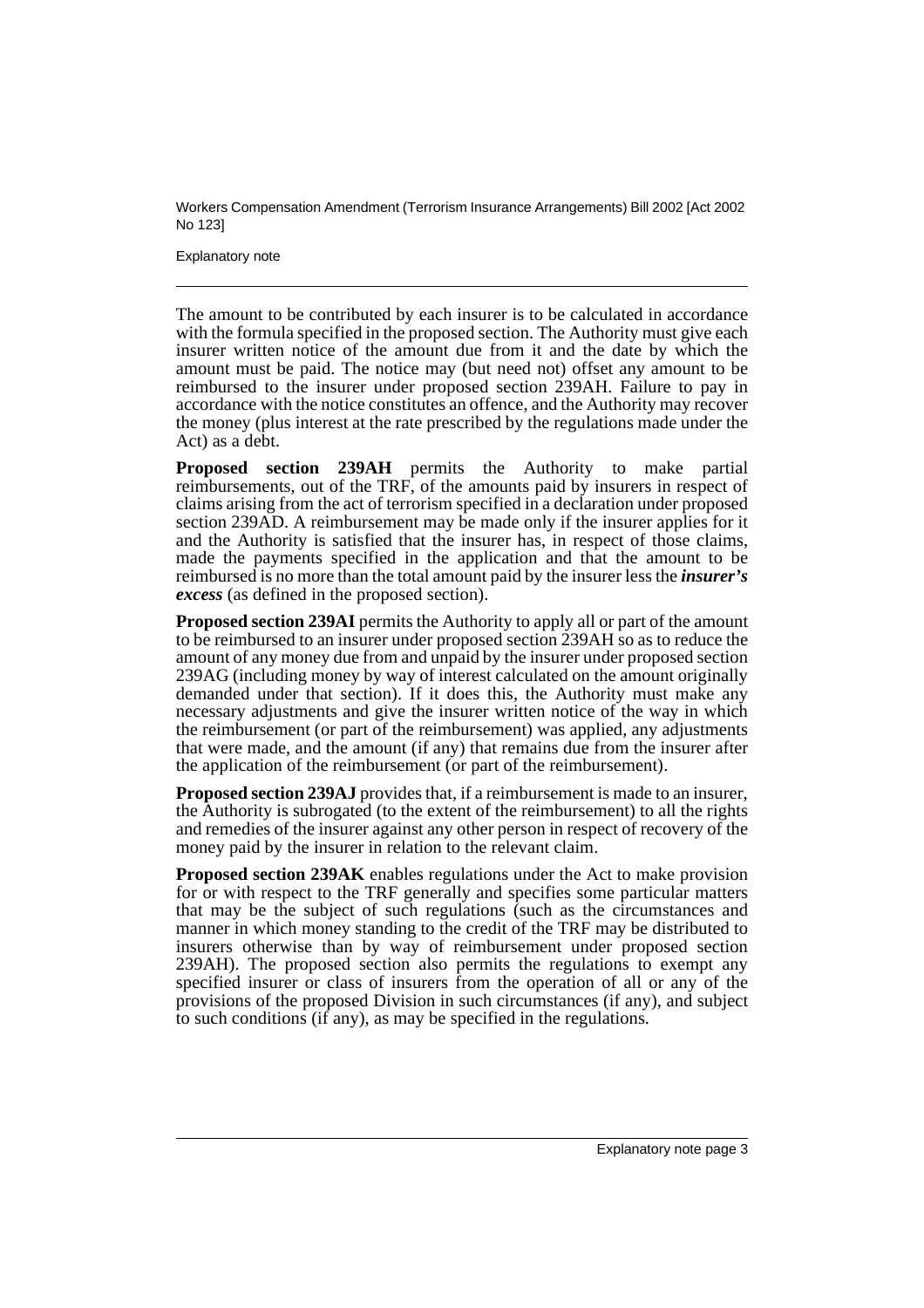The amount to be contributed by each insurer is to be calculated in accordance with the formula specified in the proposed section. The Authority must give each insurer written notice of the amount due from it and the date by which the amount must be paid. The notice may (but need not) offset any amount to be reimbursed to the insurer under proposed section 239AH. Failure to pay in accordance with the notice constitutes an offence, and the Authority may recover the money (plus interest at the rate prescribed by the regulations made under the Act) as a debt.

**Proposed section 239AH** permits the Authority to make partial reimbursements, out of the TRF, of the amounts paid by insurers in respect of claims arising from the act of terrorism specified in a declaration under proposed section 239AD. A reimbursement may be made only if the insurer applies for it and the Authority is satisfied that the insurer has, in respect of those claims, made the payments specified in the application and that the amount to be reimbursed is no more than the total amount paid by the insurer less the ***insurer's excess*** (as defined in the proposed section).

**Proposed section 239AI** permits the Authority to apply all or part of the amount to be reimbursed to an insurer under proposed section 239AH so as to reduce the amount of any money due from and unpaid by the insurer under proposed section 239AG (including money by way of interest calculated on the amount originally demanded under that section). If it does this, the Authority must make any necessary adjustments and give the insurer written notice of the way in which the reimbursement (or part of the reimbursement) was applied, any adjustments that were made, and the amount (if any) that remains due from the insurer after the application of the reimbursement (or part of the reimbursement).

**Proposed section 239AJ** provides that, if a reimbursement is made to an insurer, the Authority is subrogated (to the extent of the reimbursement) to all the rights and remedies of the insurer against any other person in respect of recovery of the money paid by the insurer in relation to the relevant claim.

**Proposed section 239AK** enables regulations under the Act to make provision for or with respect to the TRF generally and specifies some particular matters that may be the subject of such regulations (such as the circumstances and manner in which money standing to the credit of the TRF may be distributed to insurers otherwise than by way of reimbursement under proposed section 239AH). The proposed section also permits the regulations to exempt any specified insurer or class of insurers from the operation of all or any of the provisions of the proposed Division in such circumstances (if any), and subject to such conditions (if any), as may be specified in the regulations.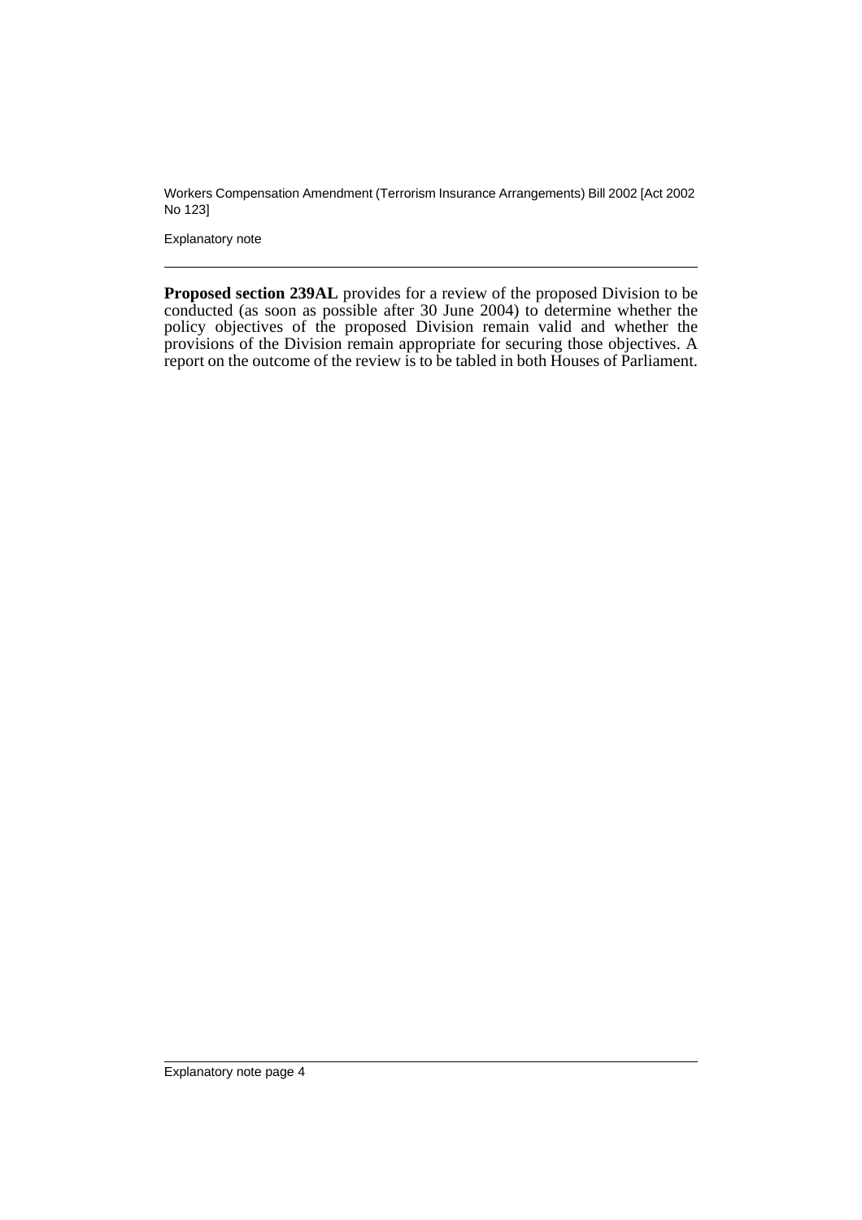**Proposed section 239AL** provides for a review of the proposed Division to be conducted (as soon as possible after 30 June 2004) to determine whether the policy objectives of the proposed Division remain valid and whether the provisions of the Division remain appropriate for securing those objectives. A report on the outcome of the review is to be tabled in both Houses of Parliament.